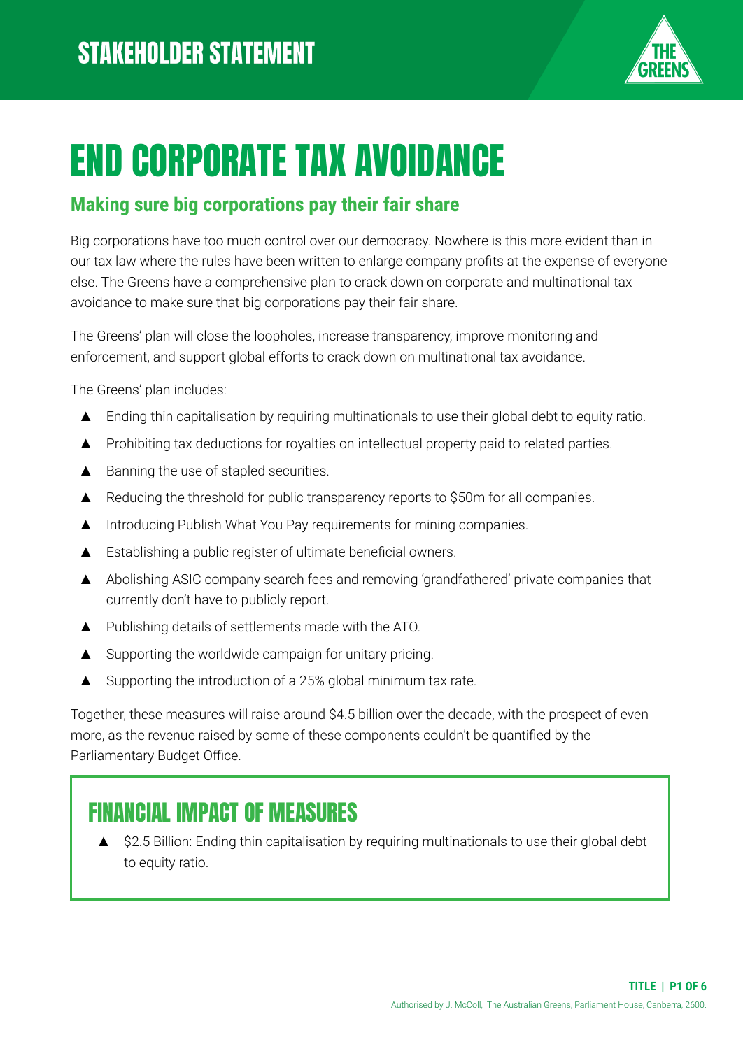STAKEHOLDER STATEMENT

# END CORPORATE TAX AVOIDANCE

## Making sure big corporations pay their fair share

Big corporations have too much control over our democracy. Nowhere is this more evident than in our tax law where the rules have been written to enlarge company profits at the expense of everyone else. The Greens have a comprehensive plan to crack down on corporate and multinational tax avoidance to make sure that big corporations pay their fair share.

The Greens' plan will close the loopholes, increase transparency, improve monitoring and enforcement, and support global efforts to crack down on multinational tax avoidance.

The Greens' plan includes:

- Ending thin capitalisation by requiring multinationals to use their global debt to equity ratio.
- Prohibiting tax deductions for royalties on intellectual property paid to related parties.
- Banning the use of stapled securities.
- Reducing the threshold for public transparency reports to $50m for all companies.
- Introducing Publish What You Pay requirements for mining companies.
- Establishing a public register of ultimate beneficial owners.
- Abolishing ASIC company search fees and removing 'grandfathered' private companies that currently don't have to publicly report.
- Publishing details of settlements made with the ATO.
- Supporting the worldwide campaign for unitary pricing.
- Supporting the introduction of a 25% global minimum tax rate.

Together, these measures will raise around $4.5 billion over the decade, with the prospect of even more, as the revenue raised by some of these components couldn't be quantified by the Parliamentary Budget Office.

## FINANCIAL IMPACT OF MEASURES

- $2.5 Billion: Ending thin capitalisation by requiring multinationals to use their global debt to equity ratio.

Authorised by J. McColl, The Australian Greens, Parliament House, Canberra, 2600.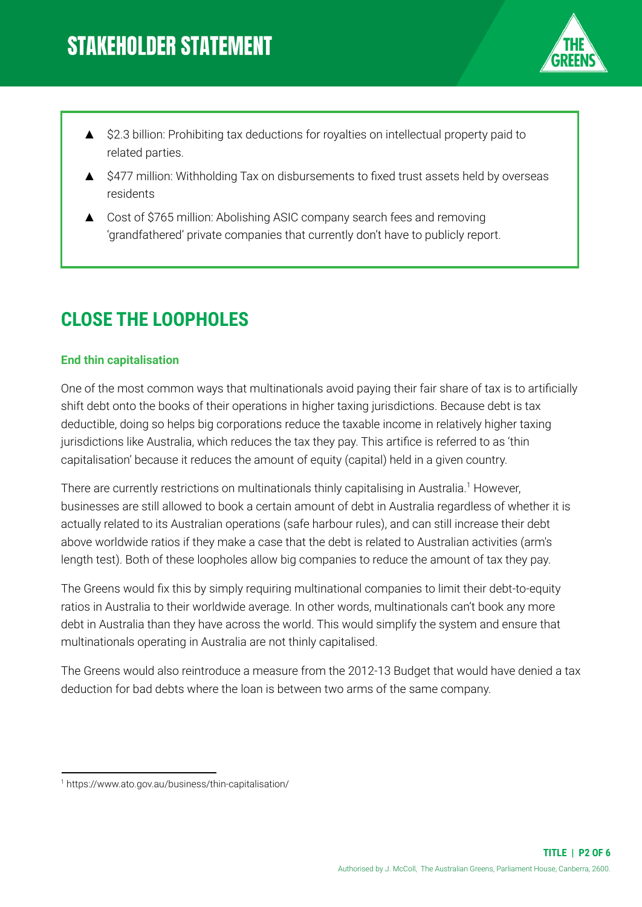- $2.3 billion: Prohibiting tax deductions for royalties on intellectual property paid to related parties.
- $477 million: Withholding Tax on disbursements to fixed trust assets held by overseas residents
- Cost of $765 million: Abolishing ASIC company search fees and removing 'grandfathered' private companies that currently don't have to publicly report.

## CLOSE THE LOOPHOLES

### End thin capitalisation

One of the most common ways that multinationals avoid paying their fair share of tax is to artificially shift debt onto the books of their operations in higher taxing jurisdictions. Because debt is tax deductible, doing so helps big corporations reduce the taxable income in relatively higher taxing jurisdictions like Australia, which reduces the tax they pay. This artifice is referred to as 'thin capitalisation' because it reduces the amount of equity (capital) held in a given country.

There are currently restrictions on multinationals thinly capitalising in Australia.[1] However, businesses are still allowed to book a certain amount of debt in Australia regardless of whether it is actually related to its Australian operations (safe harbour rules), and can still increase their debt above worldwide ratios if they make a case that the debt is related to Australian activities (arm's length test). Both of these loopholes allow big companies to reduce the amount of tax they pay.

The Greens would fix this by simply requiring multinational companies to limit their debt-to-equity ratios in Australia to their worldwide average. In other words, multinationals can't book any more debt in Australia than they have across the world. This would simplify the system and ensure that multinationals operating in Australia are not thinly capitalised.

The Greens would also reintroduce a measure from the 2012-13 Budget that would have denied a tax deduction for bad debts where the loan is between two arms of the same company.

[1] https://www.ato.gov.au/business/thin-capitalisation/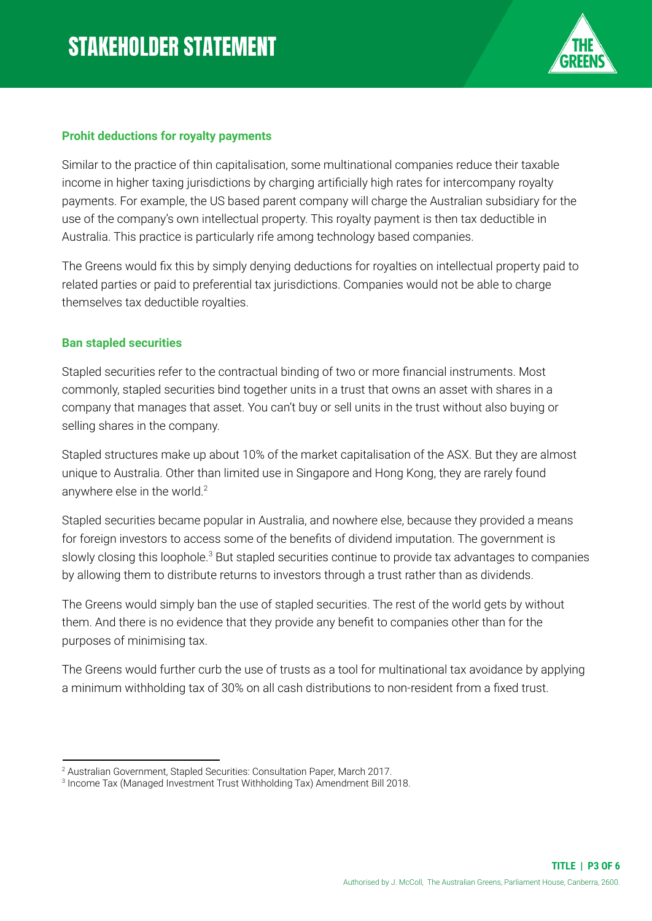### Prohit deductions for royalty payments

Similar to the practice of thin capitalisation, some multinational companies reduce their taxable income in higher taxing jurisdictions by charging artificially high rates for intercompany royalty payments. For example, the US based parent company will charge the Australian subsidiary for the use of the company's own intellectual property. This royalty payment is then tax deductible in Australia. This practice is particularly rife among technology based companies.

The Greens would fix this by simply denying deductions for royalties on intellectual property paid to related parties or paid to preferential tax jurisdictions. Companies would not be able to charge themselves tax deductible royalties.

### Ban stapled securities

Stapled securities refer to the contractual binding of two or more financial instruments. Most commonly, stapled securities bind together units in a trust that owns an asset with shares in a company that manages that asset. You can't buy or sell units in the trust without also buying or selling shares in the company.

Stapled structures make up about 10% of the market capitalisation of the ASX. But they are almost unique to Australia. Other than limited use in Singapore and Hong Kong, they are rarely found anywhere else in the world.[2]

Stapled securities became popular in Australia, and nowhere else, because they provided a means for foreign investors to access some of the benefits of dividend imputation. The government is slowly closing this loophole.[3] But stapled securities continue to provide tax advantages to companies by allowing them to distribute returns to investors through a trust rather than as dividends.

The Greens would simply ban the use of stapled securities. The rest of the world gets by without them. And there is no evidence that they provide any benefit to companies other than for the purposes of minimising tax.

The Greens would further curb the use of trusts as a tool for multinational tax avoidance by applying a minimum withholding tax of 30% on all cash distributions to non-resident from a fixed trust.

---

[2] Australian Government, Stapled Securities: Consultation Paper, March 2017.

[3] Income Tax (Managed Investment Trust Withholding Tax) Amendment Bill 2018.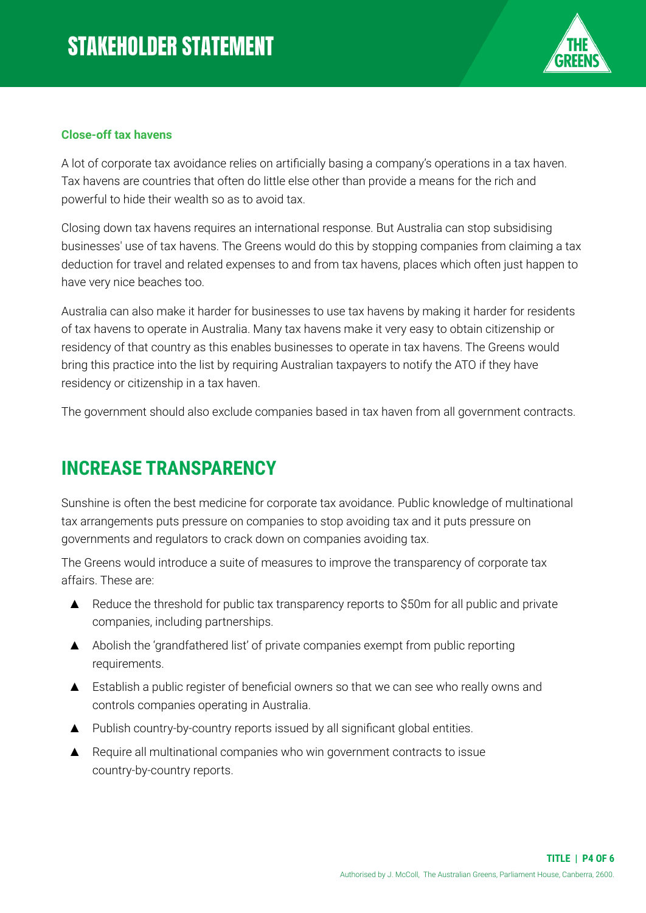# STAKEHOLDER STATEMENT

### Close-off tax havens

A lot of corporate tax avoidance relies on artificially basing a company's operations in a tax haven. Tax havens are countries that often do little else other than provide a means for the rich and powerful to hide their wealth so as to avoid tax.

Closing down tax havens requires an international response. But Australia can stop subsidising businesses' use of tax havens. The Greens would do this by stopping companies from claiming a tax deduction for travel and related expenses to and from tax havens, places which often just happen to have very nice beaches too.

Australia can also make it harder for businesses to use tax havens by making it harder for residents of tax havens to operate in Australia. Many tax havens make it very easy to obtain citizenship or residency of that country as this enables businesses to operate in tax havens. The Greens would bring this practice into the list by requiring Australian taxpayers to notify the ATO if they have residency or citizenship in a tax haven.

The government should also exclude companies based in tax haven from all government contracts.

## INCREASE TRANSPARENCY

Sunshine is often the best medicine for corporate tax avoidance. Public knowledge of multinational tax arrangements puts pressure on companies to stop avoiding tax and it puts pressure on governments and regulators to crack down on companies avoiding tax.

The Greens would introduce a suite of measures to improve the transparency of corporate tax affairs. These are:

- Reduce the threshold for public tax transparency reports to $50m for all public and private companies, including partnerships.
- Abolish the 'grandfathered list' of private companies exempt from public reporting requirements.
- Establish a public register of beneficial owners so that we can see who really owns and controls companies operating in Australia.
- Publish country-by-country reports issued by all significant global entities.
- Require all multinational companies who win government contracts to issue country-by-country reports.

Authorised by J. McColl, The Australian Greens, Parliament House, Canberra, 2600.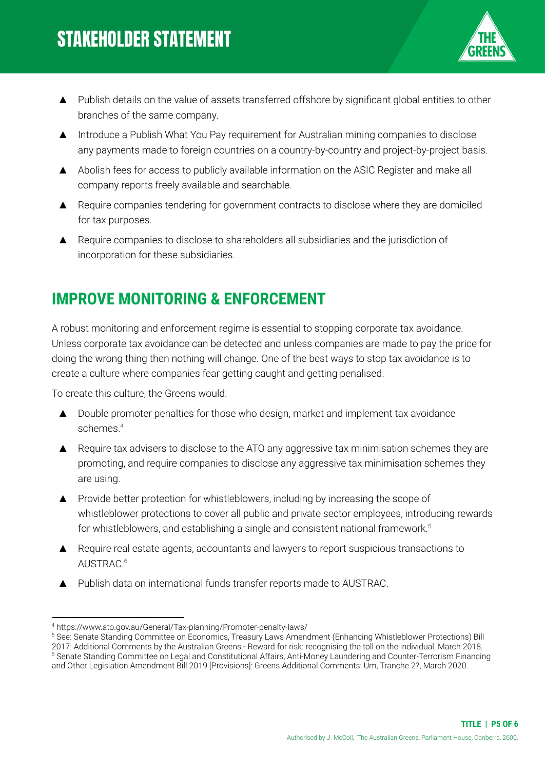- Publish details on the value of assets transferred offshore by significant global entities to other branches of the same company.
- Introduce a Publish What You Pay requirement for Australian mining companies to disclose any payments made to foreign countries on a country-by-country and project-by-project basis.
- Abolish fees for access to publicly available information on the ASIC Register and make all company reports freely available and searchable.
- Require companies tendering for government contracts to disclose where they are domiciled for tax purposes.
- Require companies to disclose to shareholders all subsidiaries and the jurisdiction of incorporation for these subsidiaries.

## IMPROVE MONITORING & ENFORCEMENT

A robust monitoring and enforcement regime is essential to stopping corporate tax avoidance. Unless corporate tax avoidance can be detected and unless companies are made to pay the price for doing the wrong thing then nothing will change. One of the best ways to stop tax avoidance is to create a culture where companies fear getting caught and getting penalised.

To create this culture, the Greens would:

- Double promoter penalties for those who design, market and implement tax avoidance schemes.[4]
- Require tax advisers to disclose to the ATO any aggressive tax minimisation schemes they are promoting, and require companies to disclose any aggressive tax minimisation schemes they are using.
- Provide better protection for whistleblowers, including by increasing the scope of whistleblower protections to cover all public and private sector employees, introducing rewards for whistleblowers, and establishing a single and consistent national framework.[5]
- Require real estate agents, accountants and lawyers to report suspicious transactions to AUSTRAC.[6]
- Publish data on international funds transfer reports made to AUSTRAC.

---

[4] https://www.ato.gov.au/General/Tax-planning/Promoter-penalty-laws/

[5] See: Senate Standing Committee on Economics, Treasury Laws Amendment (Enhancing Whistleblower Protections) Bill 2017: Additional Comments by the Australian Greens - Reward for risk: recognising the toll on the individual, March 2018.

[6] Senate Standing Committee on Legal and Constitutional Affairs, Anti-Money Laundering and Counter-Terrorism Financing and Other Legislation Amendment Bill 2019 [Provisions]: Greens Additional Comments: Um, Tranche 2?, March 2020.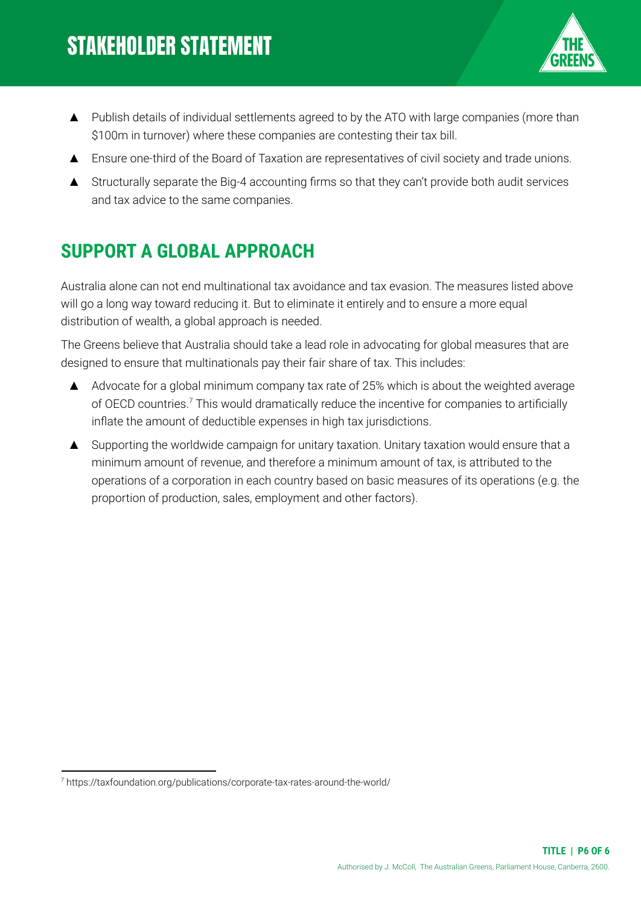- Publish details of individual settlements agreed to by the ATO with large companies (more than $100m in turnover) where these companies are contesting their tax bill.
- Ensure one-third of the Board of Taxation are representatives of civil society and trade unions.
- Structurally separate the Big-4 accounting firms so that they can't provide both audit services and tax advice to the same companies.

## SUPPORT A GLOBAL APPROACH

Australia alone can not end multinational tax avoidance and tax evasion. The measures listed above will go a long way toward reducing it. But to eliminate it entirely and to ensure a more equal distribution of wealth, a global approach is needed.

The Greens believe that Australia should take a lead role in advocating for global measures that are designed to ensure that multinationals pay their fair share of tax. This includes:

- Advocate for a global minimum company tax rate of 25% which is about the weighted average of OECD countries.[7] This would dramatically reduce the incentive for companies to artificially inflate the amount of deductible expenses in high tax jurisdictions.
- Supporting the worldwide campaign for unitary taxation. Unitary taxation would ensure that a minimum amount of revenue, and therefore a minimum amount of tax, is attributed to the operations of a corporation in each country based on basic measures of its operations (e.g. the proportion of production, sales, employment and other factors).

[7] https://taxfoundation.org/publications/corporate-tax-rates-around-the-world/

Authorised by J. McColl, The Australian Greens, Parliament House, Canberra, 2600.